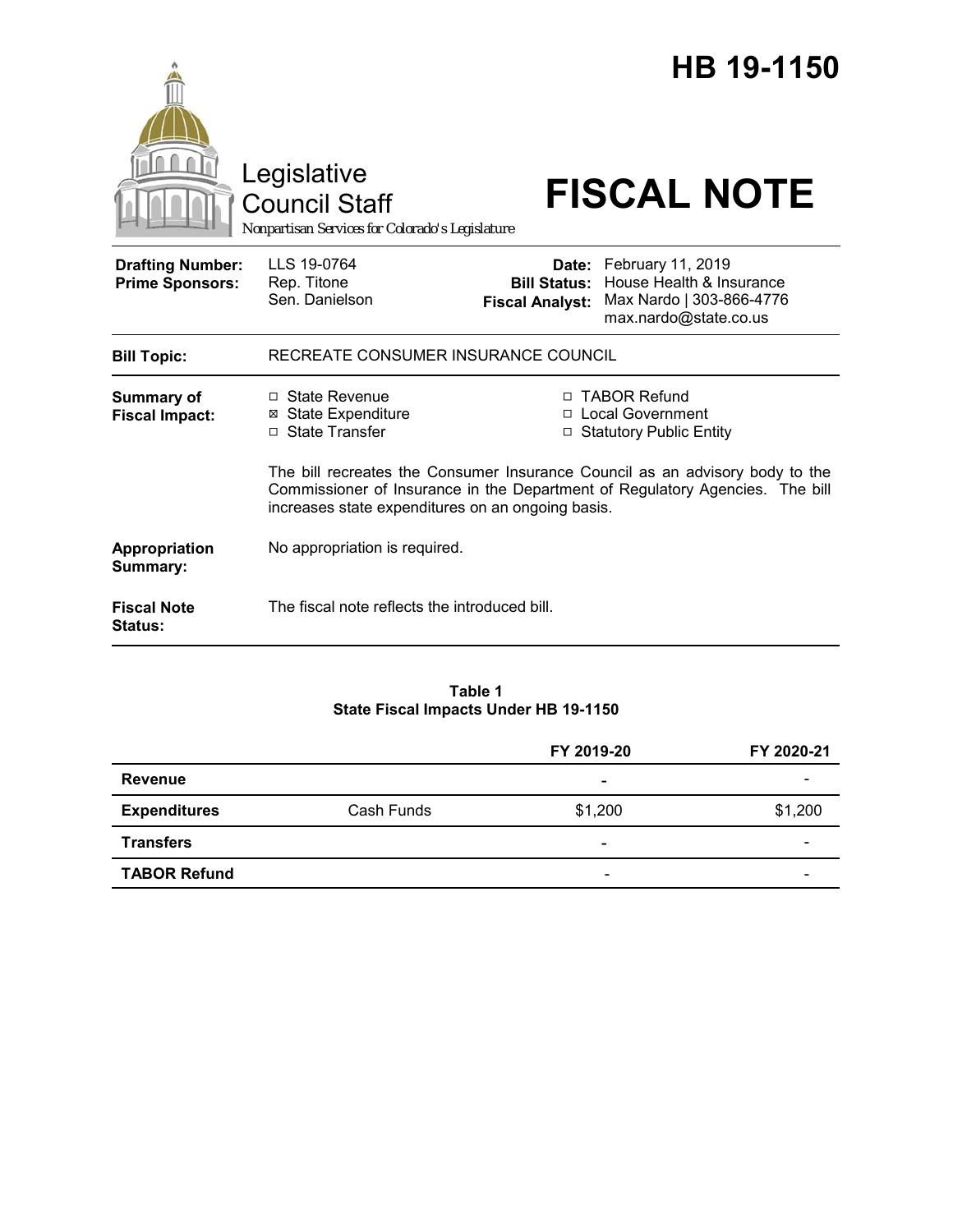# HB 19-1150

Legislative Council Staff

*Nonpartisan Services for Colorado's Legislature*

# FISCAL NOTE

| | | | |
|---|---|---|---|
| **Drafting Number:** | LLS 19-0764 | **Date:** | February 11, 2019 |
| **Prime Sponsors:** | Rep. Titone<br>Sen. Danielson | **Bill Status:** | House Health & Insurance |
| | | **Fiscal Analyst:** | Max Nardo \| 303-866-4776<br>max.nardo@state.co.us |

**Bill Topic:** RECREATE CONSUMER INSURANCE COUNCIL

**Summary of Fiscal Impact:**

- ☐ State Revenue
- ☒ State Expenditure
- ☐ State Transfer
- ☐ TABOR Refund
- ☐ Local Government
- ☐ Statutory Public Entity

The bill recreates the Consumer Insurance Council as an advisory body to the Commissioner of Insurance in the Department of Regulatory Agencies. The bill increases state expenditures on an ongoing basis.

**Appropriation Summary:** No appropriation is required.

**Fiscal Note Status:** The fiscal note reflects the introduced bill.

**Table 1**
**State Fiscal Impacts Under HB 19-1150**

| | | FY 2019-20 | FY 2020-21 |
|---|---|---|---|
| **Revenue** | | - | - |
| **Expenditures** | Cash Funds | $1,200 | $1,200 |
| **Transfers** | | - | - |
| **TABOR Refund** | | - | - |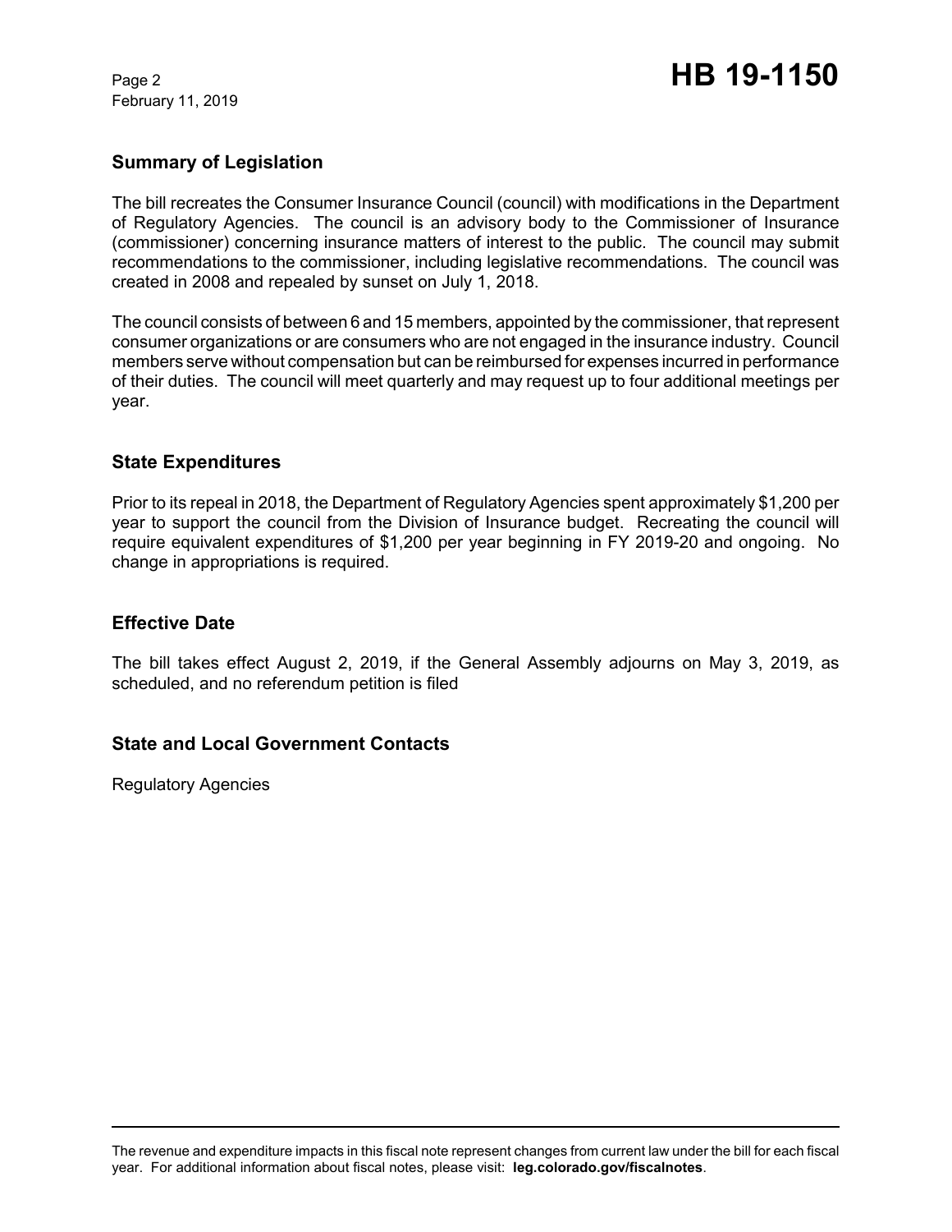## Summary of Legislation

The bill recreates the Consumer Insurance Council (council) with modifications in the Department of Regulatory Agencies. The council is an advisory body to the Commissioner of Insurance (commissioner) concerning insurance matters of interest to the public. The council may submit recommendations to the commissioner, including legislative recommendations. The council was created in 2008 and repealed by sunset on July 1, 2018.

The council consists of between 6 and 15 members, appointed by the commissioner, that represent consumer organizations or are consumers who are not engaged in the insurance industry. Council members serve without compensation but can be reimbursed for expenses incurred in performance of their duties. The council will meet quarterly and may request up to four additional meetings per year.

## State Expenditures

Prior to its repeal in 2018, the Department of Regulatory Agencies spent approximately $1,200 per year to support the council from the Division of Insurance budget. Recreating the council will require equivalent expenditures of $1,200 per year beginning in FY 2019-20 and ongoing. No change in appropriations is required.

## Effective Date

The bill takes effect August 2, 2019, if the General Assembly adjourns on May 3, 2019, as scheduled, and no referendum petition is filed

## State and Local Government Contacts

Regulatory Agencies

The revenue and expenditure impacts in this fiscal note represent changes from current law under the bill for each fiscal year. For additional information about fiscal notes, please visit: **leg.colorado.gov/fiscalnotes**.